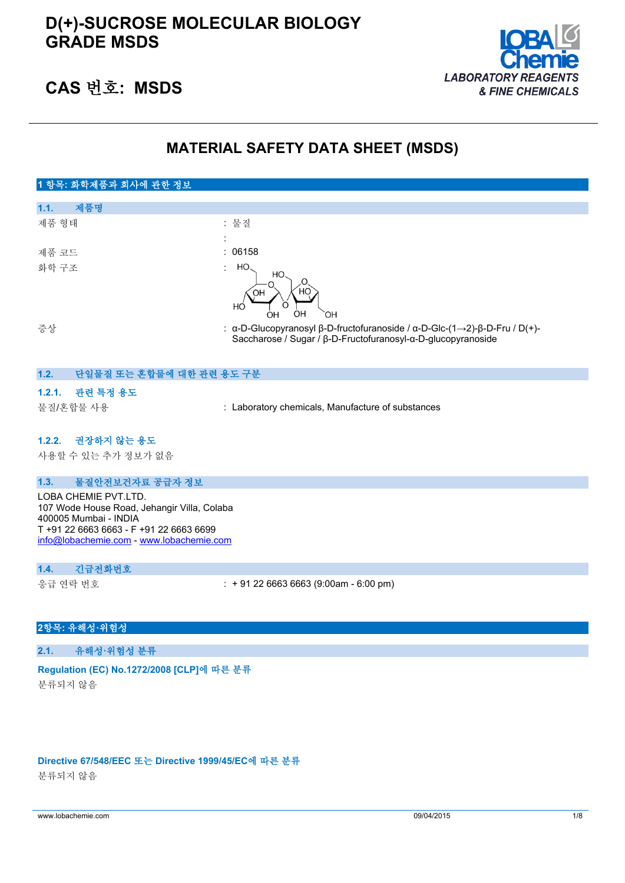# D(+)-SUCROSE MOLECULAR BIOLOGY GRADE MSDS

## CAS 번호: MSDS

LOBA Chemie
LABORATORY REAGENTS & FINE CHEMICALS

# MATERIAL SAFETY DATA SHEET (MSDS)

## 1 항목: 화학제품과 회사에 관한 정보

### 1.1. 제품명

| | |
|---|---|
| 제품 형태 | : 물질 |
| | : |
| 제품 코드 | : 06158 |
| 화학 구조 | : |
| 증상 | : α-D-Glucopyranosyl β-D-fructofuranoside / α-D-Glc-(1→2)-β-D-Fru / D(+)-Saccharose / Sugar / β-D-Fructofuranosyl-α-D-glucopyranoside |

### 1.2. 단일물질 또는 혼합물에 대한 관련 용도 구분

#### 1.2.1. 관련 특정 용도

물질/혼합물 사용 : Laboratory chemicals, Manufacture of substances

#### 1.2.2. 권장하지 않는 용도

사용할 수 있는 추가 정보가 없음

### 1.3. 물질안전보건자료 공급자 정보

LOBA CHEMIE PVT.LTD.
107 Wode House Road, Jehangir Villa, Colaba
400005 Mumbai - INDIA
T +91 22 6663 6663 - F +91 22 6663 6699
info@lobachemie.com - www.lobachemie.com

### 1.4. 긴급전화번호

응급 연락 번호 : + 91 22 6663 6663 (9:00am - 6:00 pm)

## 2항목: 유해성·위험성

### 2.1. 유해성·위험성 분류

**Regulation (EC) No.1272/2008 [CLP]에 따른 분류**

분류되지 않음

**Directive 67/548/EEC 또는 Directive 1999/45/EC에 따른 분류**

분류되지 않음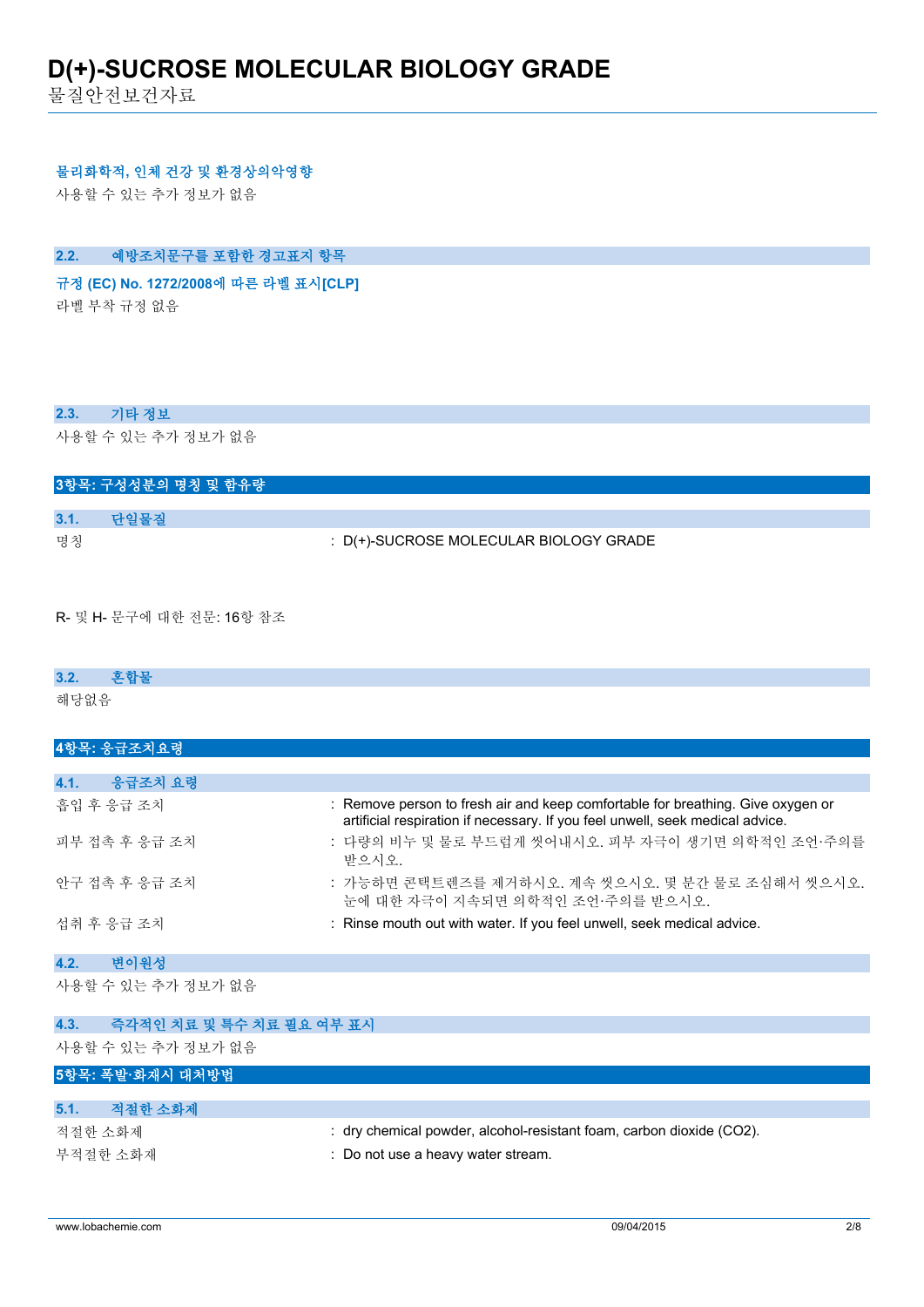#### 물리화학적, 인체 건강 및 환경상의악영향

사용할 수 있는 추가 정보가 없음

### 2.2. 예방조치문구를 포함한 경고표지 항목

#### 규정 (EC) No. 1272/2008에 따른 라벨 표시[CLP]

라벨 부착 규정 없음

### 2.3. 기타 정보

사용할 수 있는 추가 정보가 없음

## 3항목: 구성성분의 명칭 및 함유량

### 3.1. 단일물질

| | |
|---|---|
| 명칭 | : D(+)-SUCROSE MOLECULAR BIOLOGY GRADE |

R- 및 H- 문구에 대한 전문: 16항 참조

### 3.2. 혼합물

해당없음

## 4항목: 응급조치요령

### 4.1. 응급조치 요령

| | |
|---|---|
| 흡입 후 응급 조치 | : Remove person to fresh air and keep comfortable for breathing. Give oxygen or artificial respiration if necessary. If you feel unwell, seek medical advice. |
| 피부 접촉 후 응급 조치 | : 다량의 비누 및 물로 부드럽게 씻어내시오. 피부 자극이 생기면 의학적인 조언·주의를 받으시오. |
| 안구 접촉 후 응급 조치 | : 가능하면 콘택트렌즈를 제거하시오. 계속 씻으시오. 몇 분간 물로 조심해서 씻으시오. 눈에 대한 자극이 지속되면 의학적인 조언·주의를 받으시오. |
| 섭취 후 응급 조치 | : Rinse mouth out with water. If you feel unwell, seek medical advice. |

### 4.2. 변이원성

사용할 수 있는 추가 정보가 없음

### 4.3. 즉각적인 치료 및 특수 치료 필요 여부 표시

사용할 수 있는 추가 정보가 없음

## 5항목: 폭발·화재시 대처방법

### 5.1. 적절한 소화제

| | |
|---|---|
| 적절한 소화제 | : dry chemical powder, alcohol-resistant foam, carbon dioxide ($CO_2$). |
| 부적절한 소화재 | : Do not use a heavy water stream. |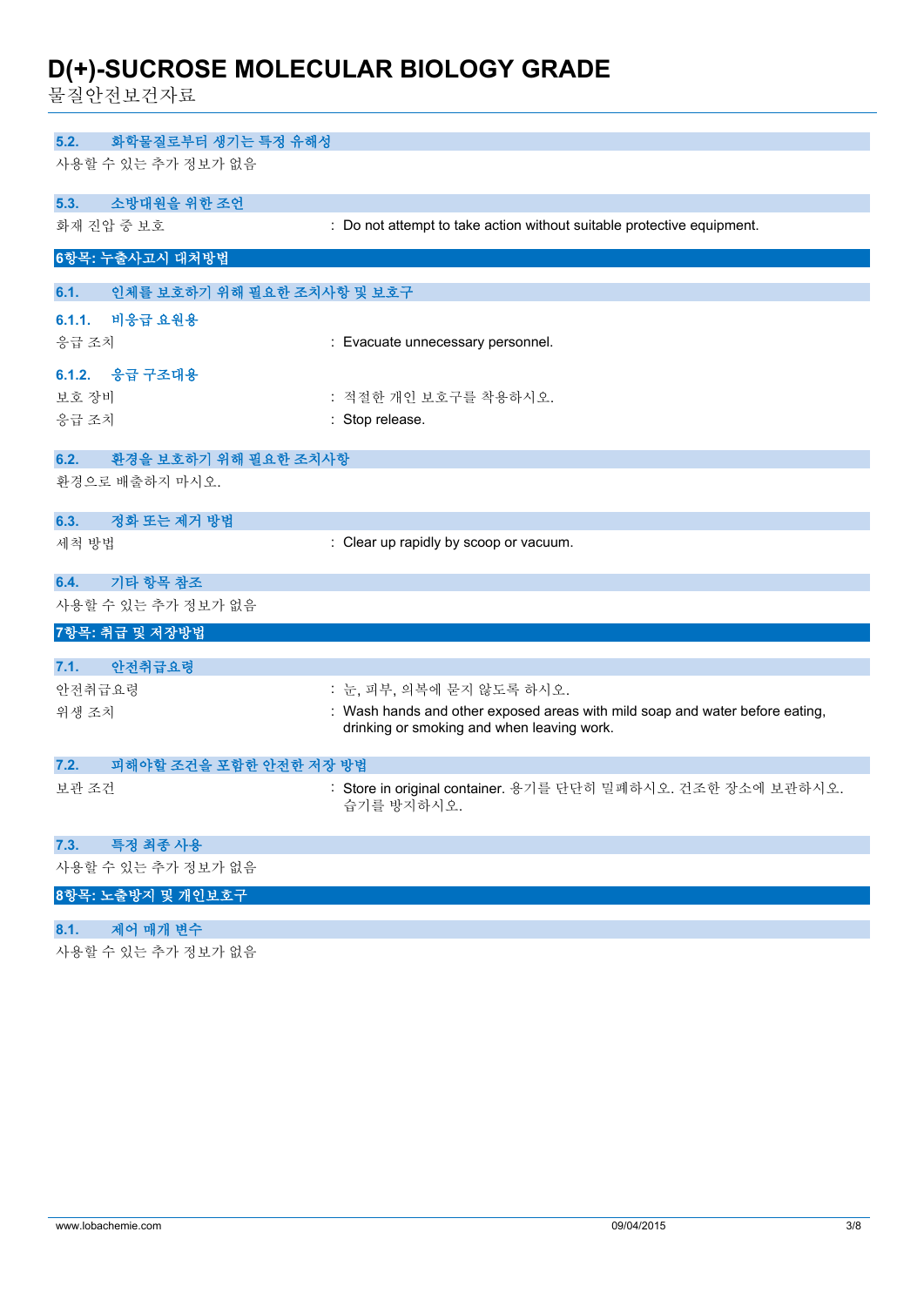### 5.2. 화학물질로부터 생기는 특정 유해성

사용할 수 있는 추가 정보가 없음

### 5.3. 소방대원을 위한 조언

화재 진압 중 보호 : Do not attempt to take action without suitable protective equipment.

## 6항목: 누출사고시 대처방법

### 6.1. 인체를 보호하기 위해 필요한 조치사항 및 보호구

#### 6.1.1. 비응급 요원용

응급 조치 : Evacuate unnecessary personnel.

#### 6.1.2. 응급 구조대용

보호 장비 : 적절한 개인 보호구를 착용하시오.

응급 조치 : Stop release.

### 6.2. 환경을 보호하기 위해 필요한 조치사항

환경으로 배출하지 마시오.

### 6.3. 정화 또는 제거 방법

세척 방법 : Clear up rapidly by scoop or vacuum.

### 6.4. 기타 항목 참조

사용할 수 있는 추가 정보가 없음

## 7항목: 취급 및 저장방법

### 7.1. 안전취급요령

안전취급요령 : 눈, 피부, 의복에 묻지 않도록 하시오.

위생 조치 : Wash hands and other exposed areas with mild soap and water before eating, drinking or smoking and when leaving work.

### 7.2. 피해야할 조건을 포함한 안전한 저장 방법

보관 조건 : Store in original container. 용기를 단단히 밀폐하시오. 건조한 장소에 보관하시오. 습기를 방지하시오.

### 7.3. 특정 최종 사용

사용할 수 있는 추가 정보가 없음

## 8항목: 노출방지 및 개인보호구

### 8.1. 제어 매개 변수

사용할 수 있는 추가 정보가 없음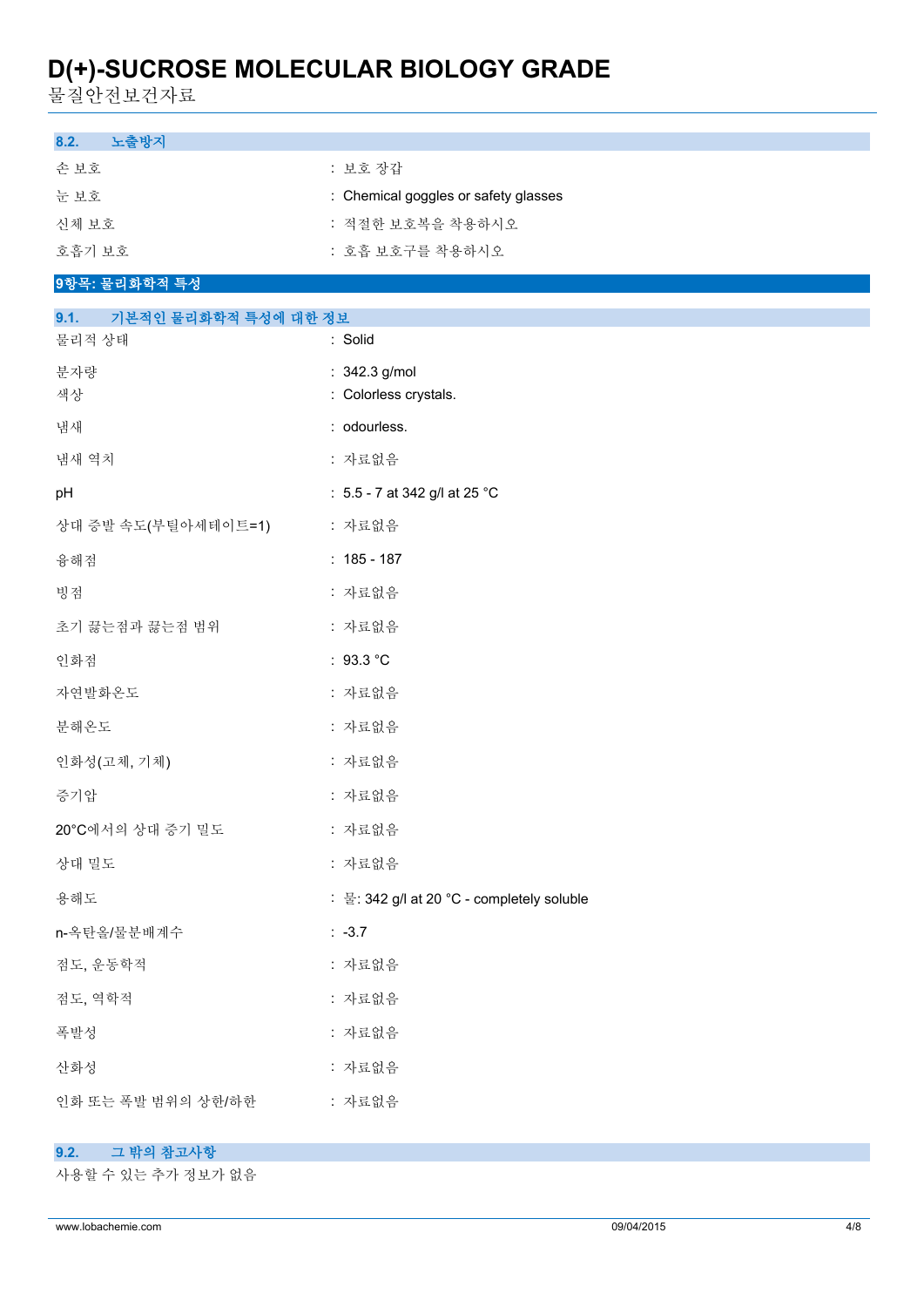### 8.2. 노출방지

| | |
|---|---|
| 손 보호 | : 보호 장갑 |
| 눈 보호 | : Chemical goggles or safety glasses |
| 신체 보호 | : 적절한 보호복을 착용하시오 |
| 호흡기 보호 | : 호흡 보호구를 착용하시오 |

## 9항목: 물리화학적 특성

### 9.1. 기본적인 물리화학적 특성에 대한 정보

| | |
|---|---|
| 물리적 상태 | : Solid |
| 분자량 | : 342.3 g/mol |
| 색상 | : Colorless crystals. |
| 냄새 | : odourless. |
| 냄새 역치 | : 자료없음 |
| pH | : 5.5 - 7 at 342 g/l at 25 °C |
| 상대 증발 속도(부틸아세테이트=1) | : 자료없음 |
| 융해점 | : 185 - 187 |
| 빙점 | : 자료없음 |
| 초기 끓는점과 끓는점 범위 | : 자료없음 |
| 인화점 | : 93.3 °C |
| 자연발화온도 | : 자료없음 |
| 분해온도 | : 자료없음 |
| 인화성(고체, 기체) | : 자료없음 |
| 증기압 | : 자료없음 |
| 20°C에서의 상대 증기 밀도 | : 자료없음 |
| 상대 밀도 | : 자료없음 |
| 용해도 | : 물: 342 g/l at 20 °C - completely soluble |
| n-옥탄올/물분배계수 | : -3.7 |
| 점도, 운동학적 | : 자료없음 |
| 점도, 역학적 | : 자료없음 |
| 폭발성 | : 자료없음 |
| 산화성 | : 자료없음 |
| 인화 또는 폭발 범위의 상한/하한 | : 자료없음 |

### 9.2. 그 밖의 참고사항

사용할 수 있는 추가 정보가 없음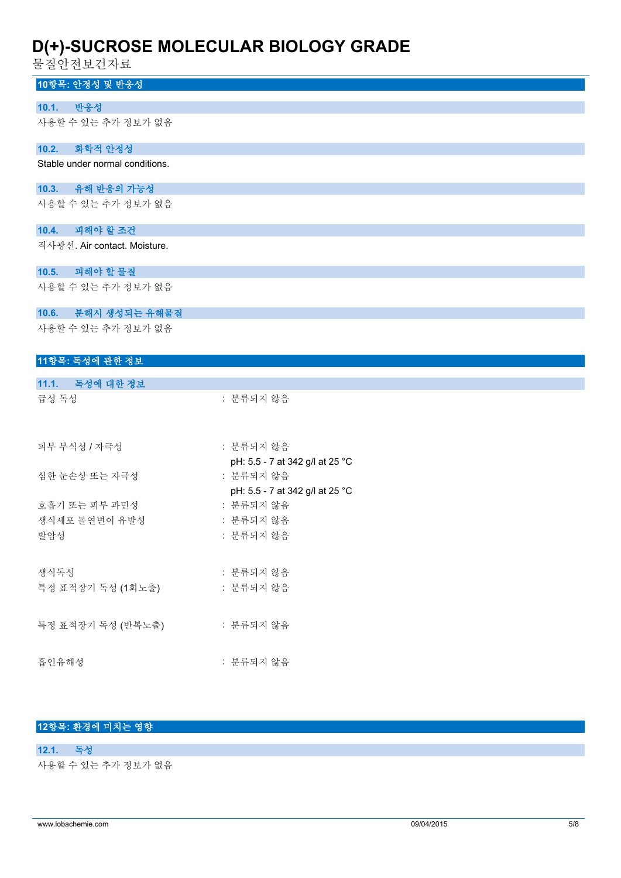## 10항목: 안정성 및 반응성

### 10.1. 반응성

사용할 수 있는 추가 정보가 없음

### 10.2. 화학적 안정성

Stable under normal conditions.

### 10.3. 유해 반응의 가능성

사용할 수 있는 추가 정보가 없음

### 10.4. 피해야 할 조건

직사광선. Air contact. Moisture.

### 10.5. 피해야 할 물질

사용할 수 있는 추가 정보가 없음

### 10.6. 분해시 생성되는 유해물질

사용할 수 있는 추가 정보가 없음

## 11항목: 독성에 관한 정보

### 11.1. 독성에 대한 정보

| | |
|---|---|
| 급성 독성 | : 분류되지 않음 |
| 피부 부식성 / 자극성 | : 분류되지 않음<br>pH: 5.5 - 7 at 342 g/l at 25 °C |
| 심한 눈손상 또는 자극성 | : 분류되지 않음<br>pH: 5.5 - 7 at 342 g/l at 25 °C |
| 호흡기 또는 피부 과민성 | : 분류되지 않음 |
| 생식세포 돌연변이 유발성 | : 분류되지 않음 |
| 발암성 | : 분류되지 않음 |
| 생식독성 | : 분류되지 않음 |
| 특정 표적장기 독성 (1회노출) | : 분류되지 않음 |
| 특정 표적장기 독성 (반복노출) | : 분류되지 않음 |
| 흡인유해성 | : 분류되지 않음 |

## 12항목: 환경에 미치는 영향

### 12.1. 독성

사용할 수 있는 추가 정보가 없음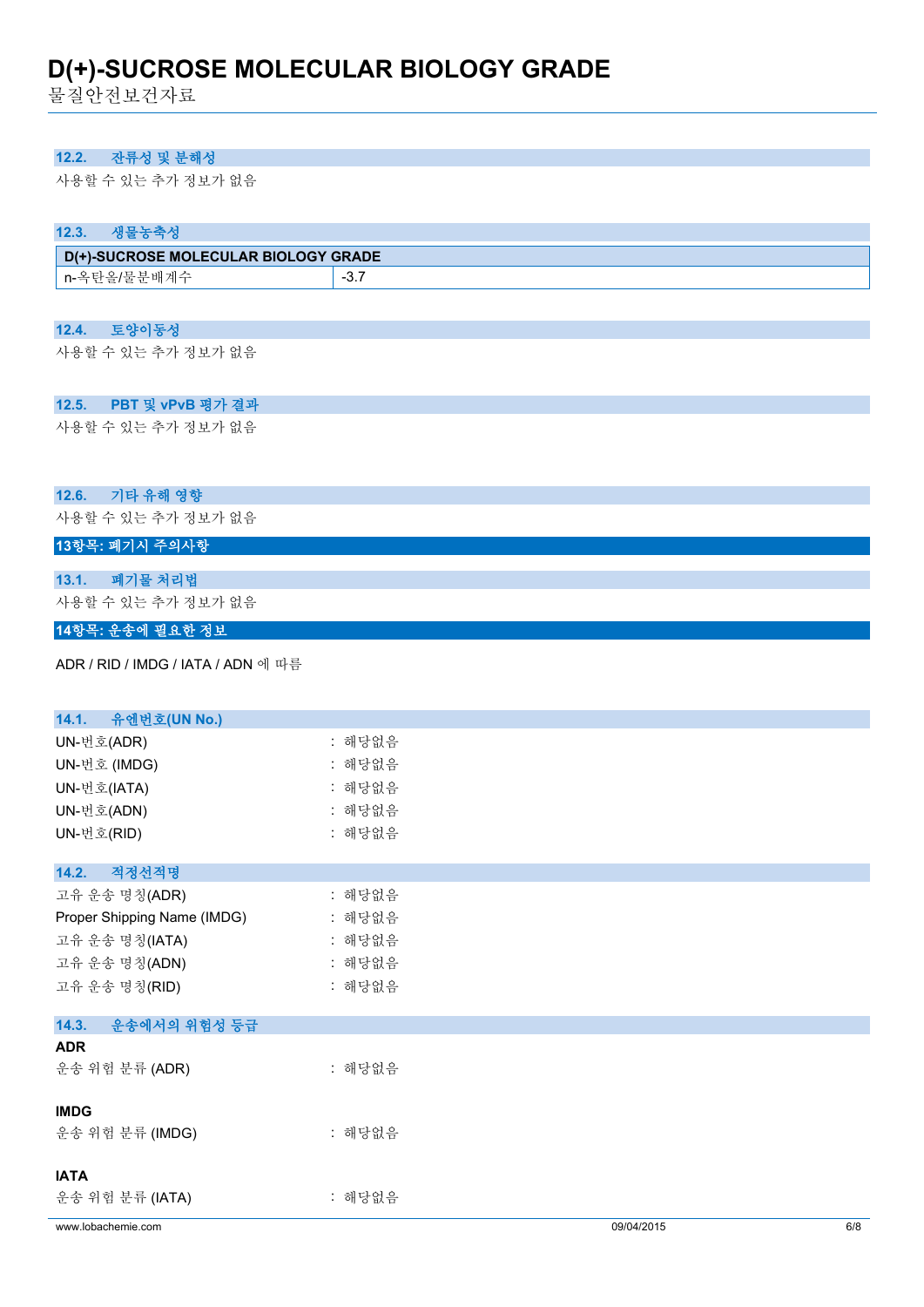### 12.2. 잔류성 및 분해성

사용할 수 있는 추가 정보가 없음

### 12.3. 생물농축성

| D(+)-SUCROSE MOLECULAR BIOLOGY GRADE | |
|---|---|
| n-옥탄올/물분배계수 | -3.7 |

### 12.4. 토양이동성

사용할 수 있는 추가 정보가 없음

### 12.5. PBT 및 vPvB 평가 결과

사용할 수 있는 추가 정보가 없음

### 12.6. 기타 유해 영향

사용할 수 있는 추가 정보가 없음

## 13항목: 폐기시 주의사항

### 13.1. 폐기물 처리법

사용할 수 있는 추가 정보가 없음

## 14항목: 운송에 필요한 정보

ADR / RID / IMDG / IATA / ADN 에 따름

### 14.1. 유엔번호(UN No.)

UN-번호(ADR) : 해당없음
UN-번호 (IMDG) : 해당없음
UN-번호(IATA) : 해당없음
UN-번호(ADN) : 해당없음
UN-번호(RID) : 해당없음

### 14.2. 적정선적명

고유 운송 명칭(ADR) : 해당없음
Proper Shipping Name (IMDG) : 해당없음
고유 운송 명칭(IATA) : 해당없음
고유 운송 명칭(ADN) : 해당없음
고유 운송 명칭(RID) : 해당없음

### 14.3. 운송에서의 위험성 등급

**ADR**

운송 위험 분류 (ADR) : 해당없음

**IMDG**

운송 위험 분류 (IMDG) : 해당없음

**IATA**

운송 위험 분류 (IATA) : 해당없음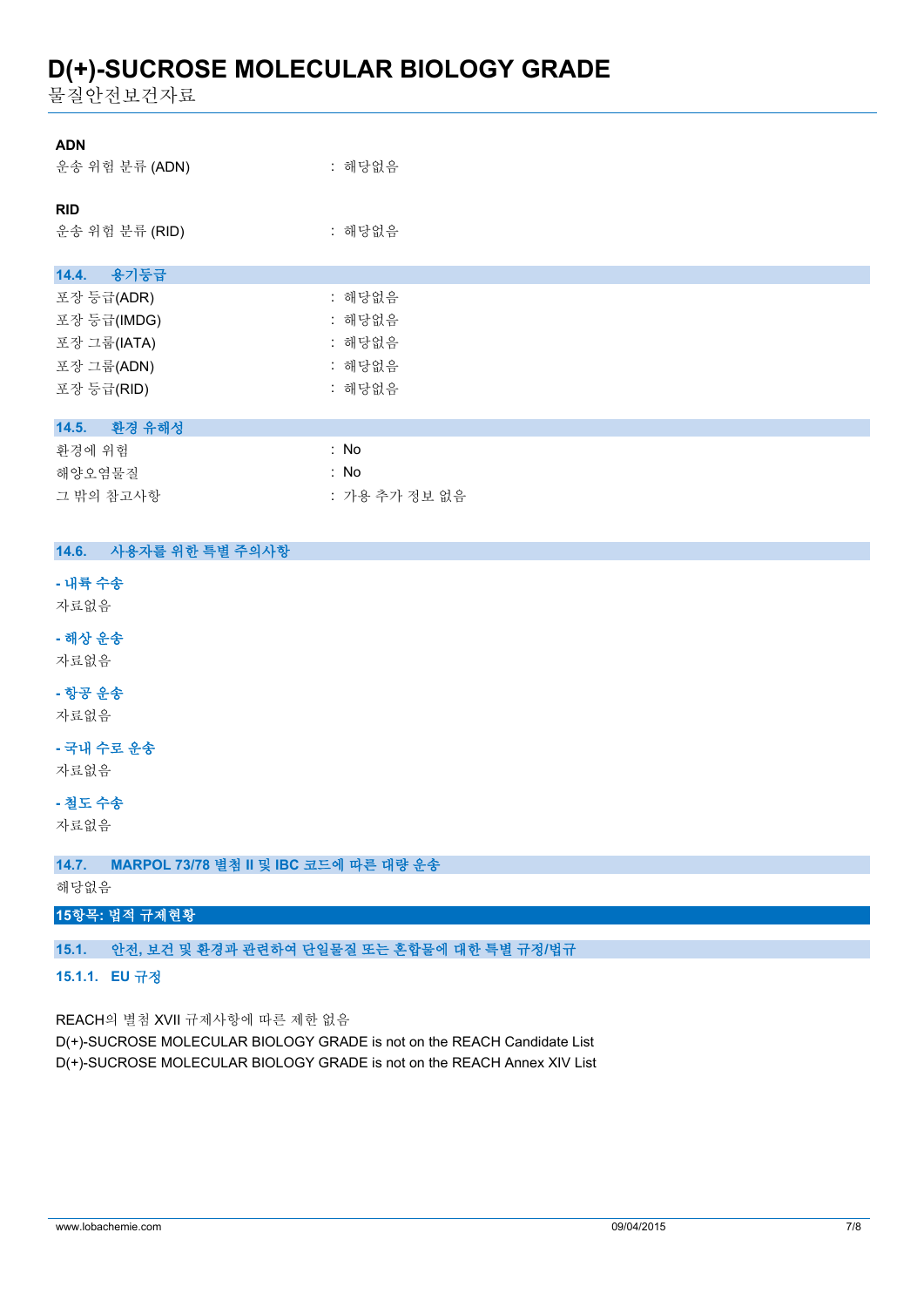**ADN**

| | |
|---|---|
| 운송 위험 분류 (ADN) | : 해당없음 |

**RID**

| | |
|---|---|
| 운송 위험 분류 (RID) | : 해당없음 |

### 14.4. 용기등급

| | |
|---|---|
| 포장 등급(ADR) | : 해당없음 |
| 포장 등급(IMDG) | : 해당없음 |
| 포장 그룹(IATA) | : 해당없음 |
| 포장 그룹(ADN) | : 해당없음 |
| 포장 등급(RID) | : 해당없음 |

### 14.5. 환경 유해성

| | |
|---|---|
| 환경에 위험 | : No |
| 해양오염물질 | : No |
| 그 밖의 참고사항 | : 가용 추가 정보 없음 |

### 14.6. 사용자를 위한 특별 주의사항

**- 내륙 수송**

자료없음

**- 해상 운송**

자료없음

**- 항공 운송**

자료없음

**- 국내 수로 운송**

자료없음

**- 철도 수송**

자료없음

### 14.7. MARPOL 73/78 별첨 II 및 IBC 코드에 따른 대량 운송

해당없음

## 15항목: 법적 규제현황

### 15.1. 안전, 보건 및 환경과 관련하여 단일물질 또는 혼합물에 대한 특별 규정/법규

#### 15.1.1. EU 규정

REACH의 별첨 XVII 규제사항에 따른 제한 없음

D(+)-SUCROSE MOLECULAR BIOLOGY GRADE is not on the REACH Candidate List

D(+)-SUCROSE MOLECULAR BIOLOGY GRADE is not on the REACH Annex XIV List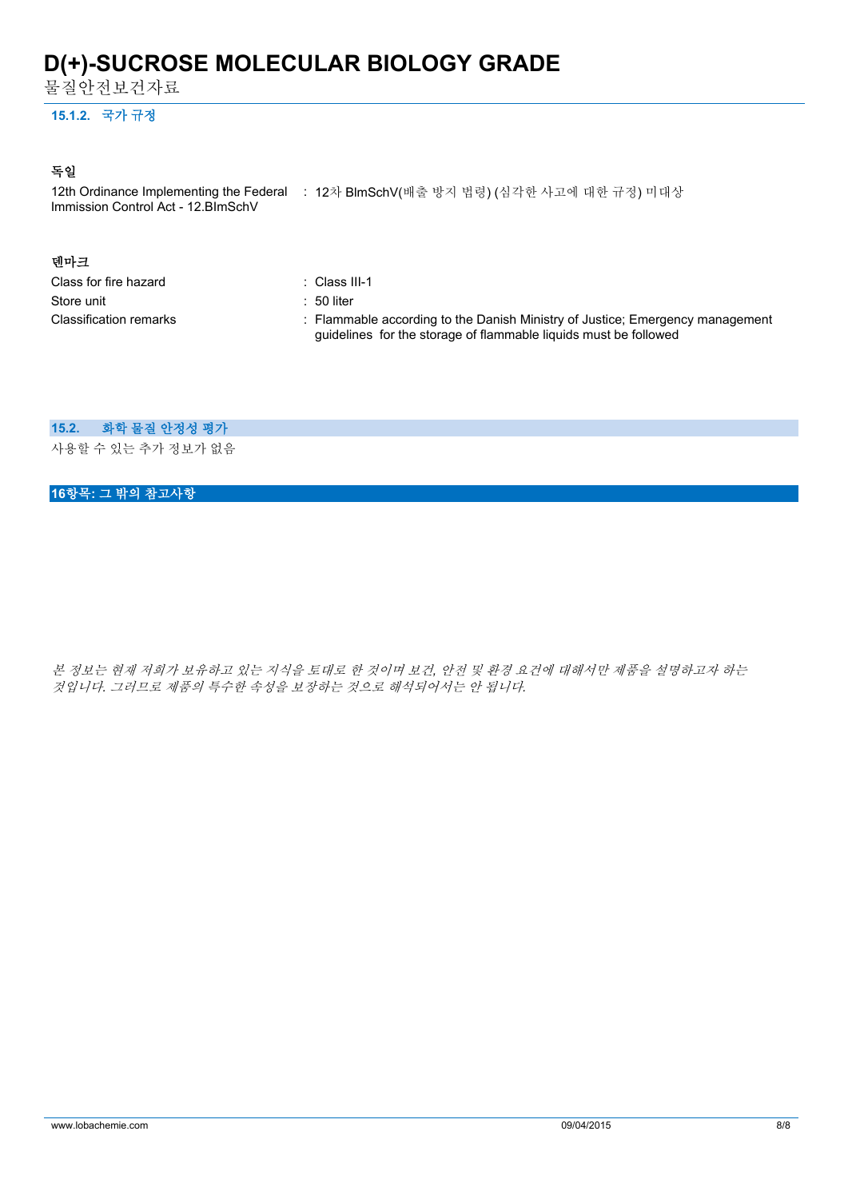#### 15.1.2. 국가 규정

**독일**

| | |
|---|---|
| 12th Ordinance Implementing the Federal Immission Control Act - 12.BImSchV | : 12차 BImSchV(배출 방지 법령) (심각한 사고에 대한 규정) 미대상 |

**덴마크**

| | |
|---|---|
| Class for fire hazard | : Class III-1 |
| Store unit | : 50 liter |
| Classification remarks | : Flammable according to the Danish Ministry of Justice; Emergency management guidelines for the storage of flammable liquids must be followed |

### 15.2. 화학 물질 안정성 평가

사용할 수 있는 추가 정보가 없음

## 16항목: 그 밖의 참고사항

*본 정보는 현재 저희가 보유하고 있는 지식을 토대로 한 것이며 보건, 안전 및 환경 요건에 대해서만 제품을 설명하고자 하는 것입니다. 그러므로 제품의 특수한 속성을 보장하는 것으로 해석되어서는 안 됩니다.*